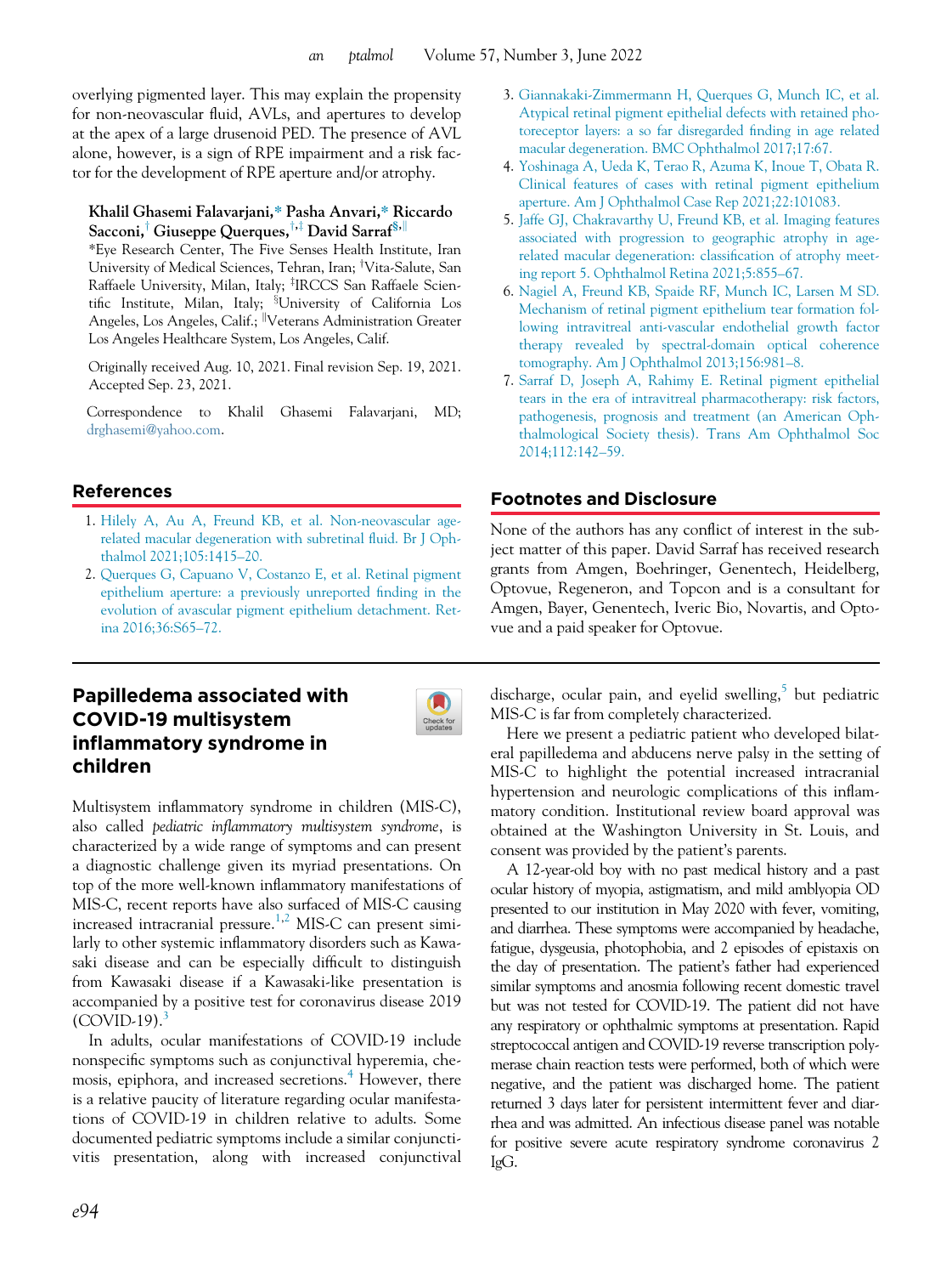overlying pigmented layer. This may explain the propensity for non-neovascular fluid, AVLs, and apertures to develop at the apex of a large drusenoid PED. The presence of AVL alone, however, is a sign of RPE impairment and a risk factor for the development of RPE aperture and/or atrophy.

**Khalil Ghasemi Falavarjani,* Pasha Anvari,* Riccardo Sacconi,† Giuseppe Querques,†,‡ David Sarraf§,‖**

*Eye Research Center, The Five Senses Health Institute, Iran University of Medical Sciences, Tehran, Iran; †Vita-Salute, San Raffaele University, Milan, Italy; ‡IRCCS San Raffaele Scientific Institute, Milan, Italy; §University of California Los Angeles, Los Angeles, Calif.; ‖Veterans Administration Greater Los Angeles Healthcare System, Los Angeles, Calif.

Originally received Aug. 10, 2021. Final revision Sep. 19, 2021. Accepted Sep. 23, 2021.

Correspondence to Khalil Ghasemi Falavarjani, MD; drghasemi@yahoo.com.

## References

1. Hilely A, Au A, Freund KB, et al. Non-neovascular age-related macular degeneration with subretinal fluid. Br J Ophthalmol 2021;105:1415–20.
2. Querques G, Capuano V, Costanzo E, et al. Retinal pigment epithelium aperture: a previously unreported finding in the evolution of avascular pigment epithelium detachment. Retina 2016;36:S65–72.
3. Giannakaki-Zimmermann H, Querques G, Munch IC, et al. Atypical retinal pigment epithelial defects with retained photoreceptor layers: a so far disregarded finding in age related macular degeneration. BMC Ophthalmol 2017;17:67.
4. Yoshinaga A, Ueda K, Terao R, Azuma K, Inoue T, Obata R. Clinical features of cases with retinal pigment epithelium aperture. Am J Ophthalmol Case Rep 2021;22:101083.
5. Jaffe GJ, Chakravarthy U, Freund KB, et al. Imaging features associated with progression to geographic atrophy in age-related macular degeneration: classification of atrophy meeting report 5. Ophthalmol Retina 2021;5:855–67.
6. Nagiel A, Freund KB, Spaide RF, Munch IC, Larsen M SD. Mechanism of retinal pigment epithelium tear formation following intravitreal anti-vascular endothelial growth factor therapy revealed by spectral-domain optical coherence tomography. Am J Ophthalmol 2013;156:981–8.
7. Sarraf D, Joseph A, Rahimy E. Retinal pigment epithelial tears in the era of intravitreal pharmacotherapy: risk factors, pathogenesis, prognosis and treatment (an American Ophthalmological Society thesis). Trans Am Ophthalmol Soc 2014;112:142–59.

## Footnotes and Disclosure

None of the authors has any conflict of interest in the subject matter of this paper. David Sarraf has received research grants from Amgen, Boehringer, Genentech, Heidelberg, Optovue, Regeneron, and Topcon and is a consultant for Amgen, Bayer, Genentech, Iveric Bio, Novartis, and Optovue and a paid speaker for Optovue.

# Papilledema associated with COVID-19 multisystem inflammatory syndrome in children

Multisystem inflammatory syndrome in children (MIS-C), also called *pediatric inflammatory multisystem syndrome*, is characterized by a wide range of symptoms and can present a diagnostic challenge given its myriad presentations. On top of the more well-known inflammatory manifestations of MIS-C, recent reports have also surfaced of MIS-C causing increased intracranial pressure.[1,2] MIS-C can present similarly to other systemic inflammatory disorders such as Kawasaki disease and can be especially difficult to distinguish from Kawasaki disease if a Kawasaki-like presentation is accompanied by a positive test for coronavirus disease 2019 (COVID-19).[3]

In adults, ocular manifestations of COVID-19 include nonspecific symptoms such as conjunctival hyperemia, chemosis, epiphora, and increased secretions.[4] However, there is a relative paucity of literature regarding ocular manifestations of COVID-19 in children relative to adults. Some documented pediatric symptoms include a similar conjunctivitis presentation, along with increased conjunctival discharge, ocular pain, and eyelid swelling,[5] but pediatric MIS-C is far from completely characterized.

Here we present a pediatric patient who developed bilateral papilledema and abducens nerve palsy in the setting of MIS-C to highlight the potential increased intracranial hypertension and neurologic complications of this inflammatory condition. Institutional review board approval was obtained at the Washington University in St. Louis, and consent was provided by the patient's parents.

A 12-year-old boy with no past medical history and a past ocular history of myopia, astigmatism, and mild amblyopia OD presented to our institution in May 2020 with fever, vomiting, and diarrhea. These symptoms were accompanied by headache, fatigue, dysgeusia, photophobia, and 2 episodes of epistaxis on the day of presentation. The patient's father had experienced similar symptoms and anosmia following recent domestic travel but was not tested for COVID-19. The patient did not have any respiratory or ophthalmic symptoms at presentation. Rapid streptococcal antigen and COVID-19 reverse transcription polymerase chain reaction tests were performed, both of which were negative, and the patient was discharged home. The patient returned 3 days later for persistent intermittent fever and diarrhea and was admitted. An infectious disease panel was notable for positive severe acute respiratory syndrome coronavirus 2 IgG.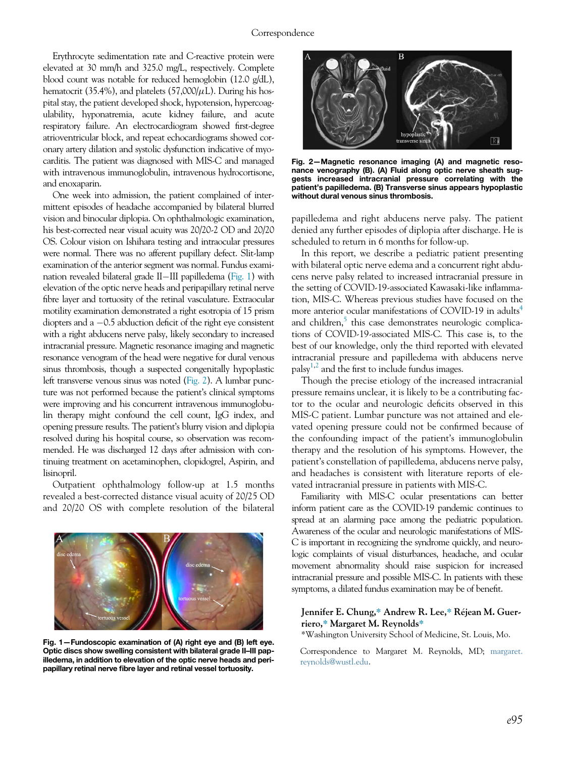Erythrocyte sedimentation rate and C-reactive protein were elevated at 30 mm/h and 325.0 mg/L, respectively. Complete blood count was notable for reduced hemoglobin (12.0 g/dL), hematocrit (35.4%), and platelets (57,000/$\mu$L). During his hospital stay, the patient developed shock, hypotension, hypercoagulability, hyponatremia, acute kidney failure, and acute respiratory failure. An electrocardiogram showed first-degree atrioventricular block, and repeat echocardiograms showed coronary artery dilation and systolic dysfunction indicative of myocarditis. The patient was diagnosed with MIS-C and managed with intravenous immunoglobulin, intravenous hydrocortisone, and enoxaparin.

One week into admission, the patient complained of intermittent episodes of headache accompanied by bilateral blurred vision and binocular diplopia. On ophthalmologic examination, his best-corrected near visual acuity was 20/20-2 OD and 20/20 OS. Colour vision on Ishihara testing and intraocular pressures were normal. There was no afferent pupillary defect. Slit-lamp examination of the anterior segment was normal. Fundus examination revealed bilateral grade II–III papilledema (Fig. 1) with elevation of the optic nerve heads and peripapillary retinal nerve fibre layer and tortuosity of the retinal vasculature. Extraocular motility examination demonstrated a right esotropia of 15 prism diopters and a −0.5 abduction deficit of the right eye consistent with a right abducens nerve palsy, likely secondary to increased intracranial pressure. Magnetic resonance imaging and magnetic resonance venogram of the head were negative for dural venous sinus thrombosis, though a suspected congenitally hypoplastic left transverse venous sinus was noted (Fig. 2). A lumbar puncture was not performed because the patient's clinical symptoms were improving and his concurrent intravenous immunoglobulin therapy might confound the cell count, IgG index, and opening pressure results. The patient's blurry vision and diplopia resolved during his hospital course, so observation was recommended. He was discharged 12 days after admission with continuing treatment on acetaminophen, clopidogrel, Aspirin, and lisinopril.

Outpatient ophthalmology follow-up at 1.5 months revealed a best-corrected distance visual acuity of 20/25 OD and 20/20 OS with complete resolution of the bilateral papilledema and right abducens nerve palsy. The patient denied any further episodes of diplopia after discharge. He is scheduled to return in 6 months for follow-up.

**Fig. 1—Fundoscopic examination of (A) right eye and (B) left eye. Optic discs show swelling consistent with bilateral grade II–III papilledema, in addition to elevation of the optic nerve heads and peripapillary retinal nerve fibre layer and retinal vessel tortuosity.**

**Fig. 2—Magnetic resonance imaging (A) and magnetic resonance venography (B). (A) Fluid along optic nerve sheath suggests increased intracranial pressure correlating with the patient's papilledema. (B) Transverse sinus appears hypoplastic without dural venous sinus thrombosis.**

In this report, we describe a pediatric patient presenting with bilateral optic nerve edema and a concurrent right abducens nerve palsy related to increased intracranial pressure in the setting of COVID-19-associated Kawasaki-like inflammation, MIS-C. Whereas previous studies have focused on the more anterior ocular manifestations of COVID-19 in adults[4] and children,[5] this case demonstrates neurologic complications of COVID-19-associated MIS-C. This case is, to the best of our knowledge, only the third reported with elevated intracranial pressure and papilledema with abducens nerve palsy[1,2] and the first to include fundus images.

Though the precise etiology of the increased intracranial pressure remains unclear, it is likely to be a contributing factor to the ocular and neurologic deficits observed in this MIS-C patient. Lumbar puncture was not attained and elevated opening pressure could not be confirmed because of the confounding impact of the patient's immunoglobulin therapy and the resolution of his symptoms. However, the patient's constellation of papilledema, abducens nerve palsy, and headaches is consistent with literature reports of elevated intracranial pressure in patients with MIS-C.

Familiarity with MIS-C ocular presentations can better inform patient care as the COVID-19 pandemic continues to spread at an alarming pace among the pediatric population. Awareness of the ocular and neurologic manifestations of MIS-C is important in recognizing the syndrome quickly, and neurologic complaints of visual disturbances, headache, and ocular movement abnormality should raise suspicion for increased intracranial pressure and possible MIS-C. In patients with these symptoms, a dilated fundus examination may be of benefit.

**Jennifer E. Chung,\* Andrew R. Lee,\* Réjean M. Guerriero,\* Margaret M. Reynolds\***

\*Washington University School of Medicine, St. Louis, Mo.

Correspondence to Margaret M. Reynolds, MD; margaret.reynolds@wustl.edu.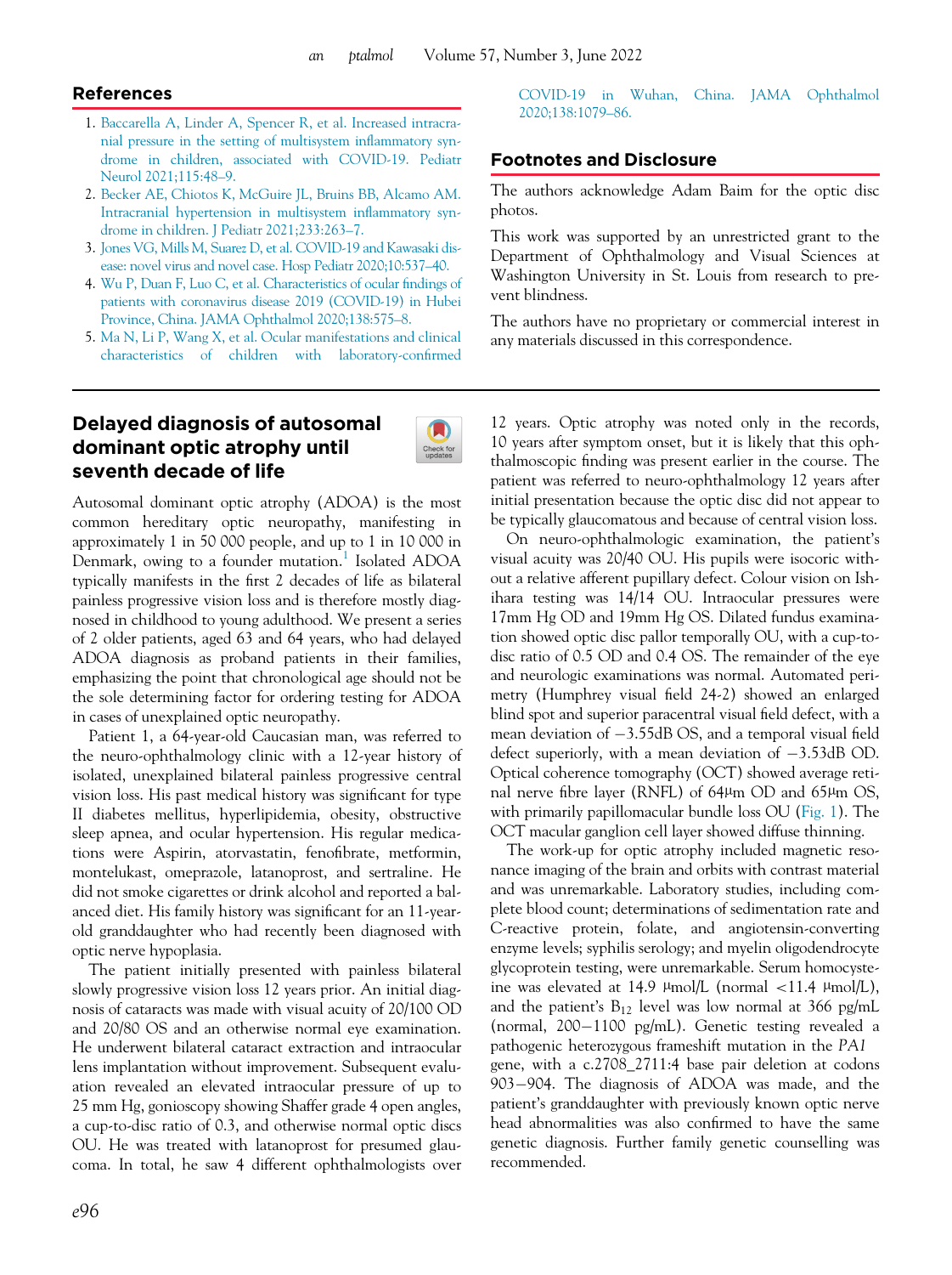## References

1. Baccarella A, Linder A, Spencer R, et al. Increased intracranial pressure in the setting of multisystem inflammatory syndrome in children, associated with COVID-19. Pediatr Neurol 2021;115:48–9.
2. Becker AE, Chiotos K, McGuire JL, Bruins BB, Alcamo AM. Intracranial hypertension in multisystem inflammatory syndrome in children. J Pediatr 2021;233:263–7.
3. Jones VG, Mills M, Suarez D, et al. COVID-19 and Kawasaki disease: novel virus and novel case. Hosp Pediatr 2020;10:537–40.
4. Wu P, Duan F, Luo C, et al. Characteristics of ocular findings of patients with coronavirus disease 2019 (COVID-19) in Hubei Province, China. JAMA Ophthalmol 2020;138:575–8.
5. Ma N, Li P, Wang X, et al. Ocular manifestations and clinical characteristics of children with laboratory-confirmed COVID-19 in Wuhan, China. JAMA Ophthalmol 2020;138:1079–86.

## Footnotes and Disclosure

The authors acknowledge Adam Baim for the optic disc photos.

This work was supported by an unrestricted grant to the Department of Ophthalmology and Visual Sciences at Washington University in St. Louis from research to prevent blindness.

The authors have no proprietary or commercial interest in any materials discussed in this correspondence.

# Delayed diagnosis of autosomal dominant optic atrophy until seventh decade of life

Autosomal dominant optic atrophy (ADOA) is the most common hereditary optic neuropathy, manifesting in approximately 1 in 50 000 people, and up to 1 in 10 000 in Denmark, owing to a founder mutation.[1] Isolated ADOA typically manifests in the first 2 decades of life as bilateral painless progressive vision loss and is therefore mostly diagnosed in childhood to young adulthood. We present a series of 2 older patients, aged 63 and 64 years, who had delayed ADOA diagnosis as proband patients in their families, emphasizing the point that chronological age should not be the sole determining factor for ordering testing for ADOA in cases of unexplained optic neuropathy.

Patient 1, a 64-year-old Caucasian man, was referred to the neuro-ophthalmology clinic with a 12-year history of isolated, unexplained bilateral painless progressive central vision loss. His past medical history was significant for type II diabetes mellitus, hyperlipidemia, obesity, obstructive sleep apnea, and ocular hypertension. His regular medications were Aspirin, atorvastatin, fenofibrate, metformin, montelukast, omeprazole, latanoprost, and sertraline. He did not smoke cigarettes or drink alcohol and reported a balanced diet. His family history was significant for an 11-year-old granddaughter who had recently been diagnosed with optic nerve hypoplasia.

The patient initially presented with painless bilateral slowly progressive vision loss 12 years prior. An initial diagnosis of cataracts was made with visual acuity of 20/100 OD and 20/80 OS and an otherwise normal eye examination. He underwent bilateral cataract extraction and intraocular lens implantation without improvement. Subsequent evaluation revealed an elevated intraocular pressure of up to 25 mm Hg, gonioscopy showing Shaffer grade 4 open angles, a cup-to-disc ratio of 0.3, and otherwise normal optic discs OU. He was treated with latanoprost for presumed glaucoma. In total, he saw 4 different ophthalmologists over 12 years. Optic atrophy was noted only in the records, 10 years after symptom onset, but it is likely that this ophthalmoscopic finding was present earlier in the course. The patient was referred to neuro-ophthalmology 12 years after initial presentation because the optic disc did not appear to be typically glaucomatous and because of central vision loss.

On neuro-ophthalmologic examination, the patient's visual acuity was 20/40 OU. His pupils were isocoric without a relative afferent pupillary defect. Colour vision on Ishihara testing was 14/14 OU. Intraocular pressures were 17mm Hg OD and 19mm Hg OS. Dilated fundus examination showed optic disc pallor temporally OU, with a cup-to-disc ratio of 0.5 OD and 0.4 OS. The remainder of the eye and neurologic examinations was normal. Automated perimetry (Humphrey visual field 24-2) showed an enlarged blind spot and superior paracentral visual field defect, with a mean deviation of −3.55dB OS, and a temporal visual field defect superiorly, with a mean deviation of −3.53dB OD. Optical coherence tomography (OCT) showed average retinal nerve fibre layer (RNFL) of 64μm OD and 65μm OS, with primarily papillomacular bundle loss OU (Fig. 1). The OCT macular ganglion cell layer showed diffuse thinning.

The work-up for optic atrophy included magnetic resonance imaging of the brain and orbits with contrast material and was unremarkable. Laboratory studies, including complete blood count; determinations of sedimentation rate and C-reactive protein, folate, and angiotensin-converting enzyme levels; syphilis serology; and myelin oligodendrocyte glycoprotein testing, were unremarkable. Serum homocysteine was elevated at 14.9 μmol/L (normal <11.4 μmol/L), and the patient's $B_{12}$ level was low normal at 366 pg/mL (normal, 200−1100 pg/mL). Genetic testing revealed a pathogenic heterozygous frameshift mutation in the *PA1* gene, with a c.2708_2711:4 base pair deletion at codons 903−904. The diagnosis of ADOA was made, and the patient's granddaughter with previously known optic nerve head abnormalities was also confirmed to have the same genetic diagnosis. Further family genetic counselling was recommended.